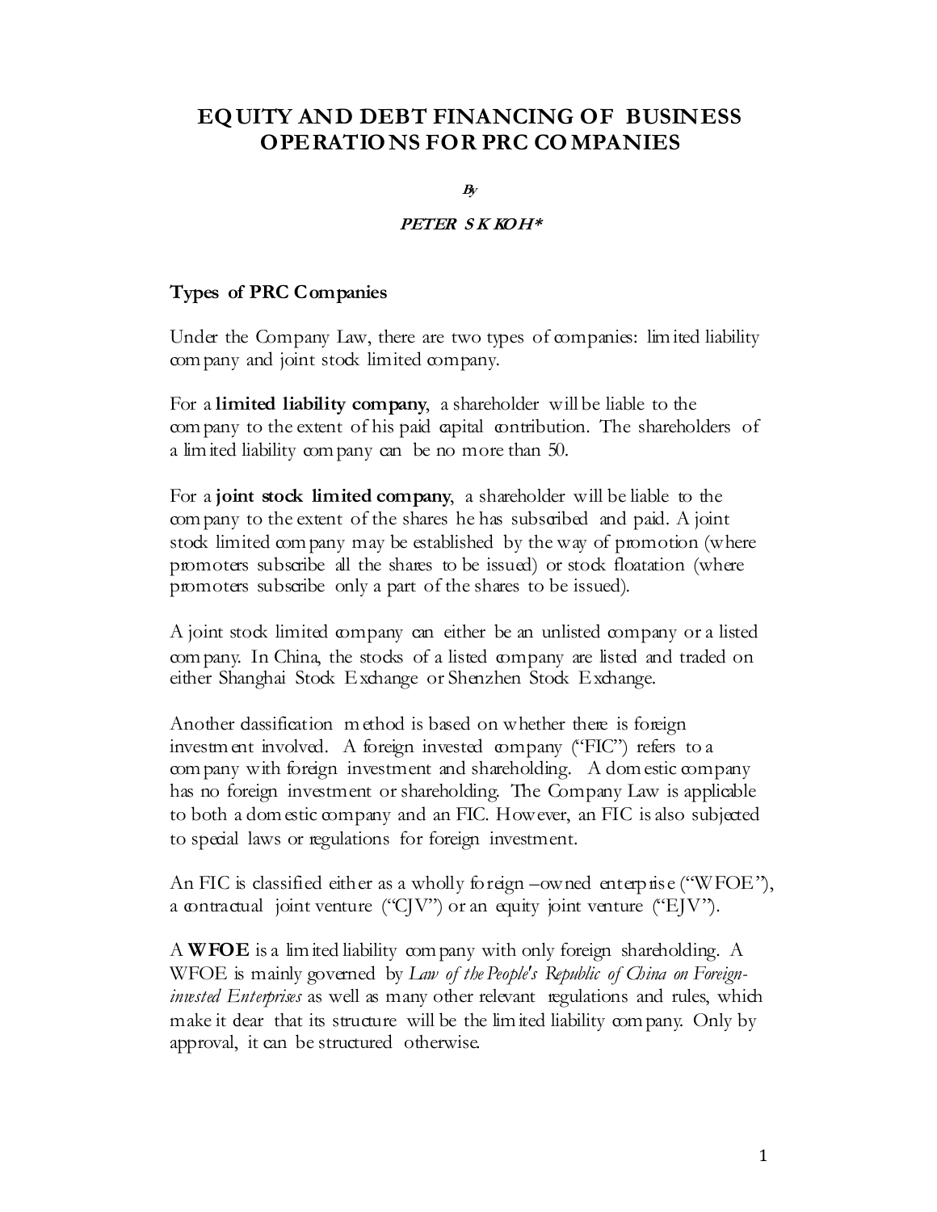# EQUITY AND DEBT FINANCING OF BUSINESS OPERATIONS FOR PRC COMPANIES

*By*

***PETER S K KOH****

## Types of PRC Companies

Under the Company Law, there are two types of companies: limited liability company and joint stock limited company.

For a **limited liability company**, a shareholder will be liable to the company to the extent of his paid capital contribution. The shareholders of a limited liability company can be no more than 50.

For a **joint stock limited company**, a shareholder will be liable to the company to the extent of the shares he has subscribed and paid. A joint stock limited company may be established by the way of promotion (where promoters subscribe all the shares to be issued) or stock floatation (where promoters subscribe only a part of the shares to be issued).

A joint stock limited company can either be an unlisted company or a listed company. In China, the stocks of a listed company are listed and traded on either Shanghai Stock Exchange or Shenzhen Stock Exchange.

Another classification method is based on whether there is foreign investment involved. A foreign invested company ("FIC") refers to a company with foreign investment and shareholding. A domestic company has no foreign investment or shareholding. The Company Law is applicable to both a domestic company and an FIC. However, an FIC is also subjected to special laws or regulations for foreign investment.

An FIC is classified either as a wholly foreign –owned enterprise ("WFOE"), a contractual joint venture ("CJV") or an equity joint venture ("EJV").

A **WFOE** is a limited liability company with only foreign shareholding. A WFOE is mainly governed by *Law of the People's Republic of China on Foreign-invested Enterprises* as well as many other relevant regulations and rules, which make it clear that its structure will be the limited liability company. Only by approval, it can be structured otherwise.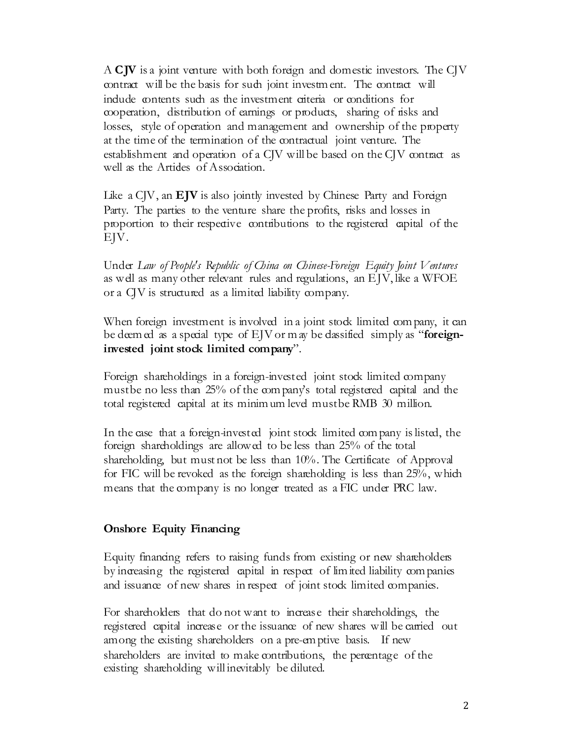A **CJV** is a joint venture with both foreign and domestic investors. The CJV contract will be the basis for such joint investment. The contract will include contents such as the investment criteria or conditions for cooperation, distribution of earnings or products, sharing of risks and losses, style of operation and management and ownership of the property at the time of the termination of the contractual joint venture. The establishment and operation of a CJV will be based on the CJV contract as well as the Articles of Association.

Like a CJV, an **EJV** is also jointly invested by Chinese Party and Foreign Party. The parties to the venture share the profits, risks and losses in proportion to their respective contributions to the registered capital of the EJV.

Under *Law of People's Republic of China on Chinese-Foreign Equity Joint Ventures* as well as many other relevant rules and regulations, an EJV, like a WFOE or a CJV is structured as a limited liability company.

When foreign investment is involved in a joint stock limited company, it can be deemed as a special type of EJV or may be classified simply as "**foreign-invested joint stock limited company**".

Foreign shareholdings in a foreign-invested joint stock limited company must be no less than 25% of the company's total registered capital and the total registered capital at its minimum level must be RMB 30 million.

In the case that a foreign-invested joint stock limited company is listed, the foreign shareholdings are allowed to be less than 25% of the total shareholding, but must not be less than 10%. The Certificate of Approval for FIC will be revoked as the foreign shareholding is less than 25%, which means that the company is no longer treated as a FIC under PRC law.

**Onshore Equity Financing**

Equity financing refers to raising funds from existing or new shareholders by increasing the registered capital in respect of limited liability companies and issuance of new shares in respect of joint stock limited companies.

For shareholders that do not want to increase their shareholdings, the registered capital increase or the issuance of new shares will be carried out among the existing shareholders on a pre-emptive basis. If new shareholders are invited to make contributions, the percentage of the existing shareholding will inevitably be diluted.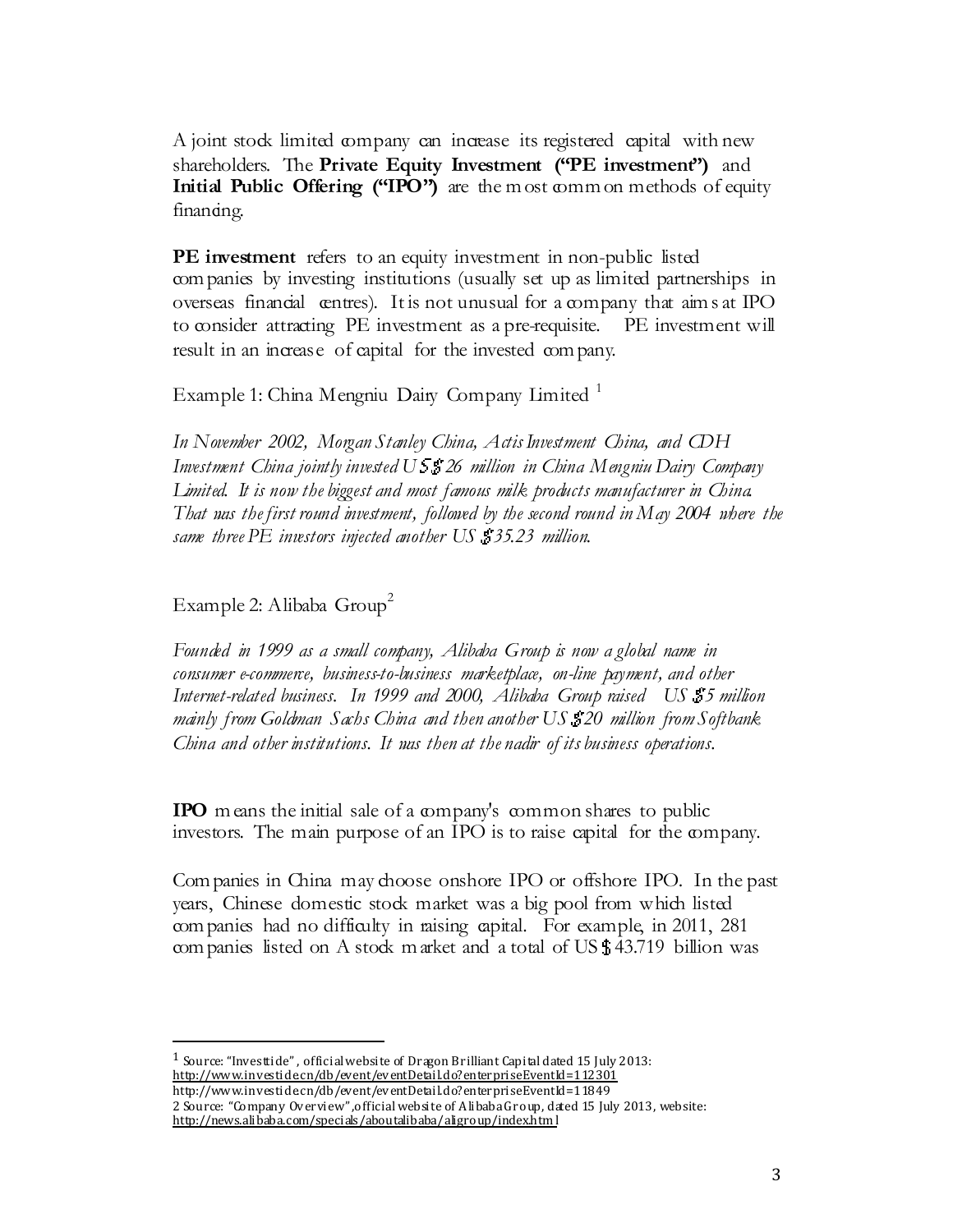A joint stock limited company can increase its registered capital with new shareholders. The **Private Equity Investment ("PE investment")** and **Initial Public Offering ("IPO")** are the most common methods of equity financing.

**PE investment** refers to an equity investment in non-public listed companies by investing institutions (usually set up as limited partnerships in overseas financial centres). It is not unusual for a company that aims at IPO to consider attracting PE investment as a pre-requisite. PE investment will result in an increase of capital for the invested company.

Example 1: China Mengniu Dairy Company Limited [1]

*In November 2002, Morgan Stanley China, Actis Investment China, and CDH Investment China jointly invested US$26 million in China Mengniu Dairy Company Limited. It is now the biggest and most famous milk products manufacturer in China. That was the first round investment, followed by the second round in May 2004 where the same three PE investors injected another US$35.23 million.*

Example 2: Alibaba Group[2]

*Founded in 1999 as a small company, Alibaba Group is now a global name in consumer e-commerce, business-to-business marketplace, on-line payment, and other Internet-related business. In 1999 and 2000, Alibaba Group raised US$5 million mainly from Goldman Sachs China and then another US$20 million from Softbank China and other institutions. It was then at the nadir of its business operations.*

**IPO** means the initial sale of a company's common shares to public investors. The main purpose of an IPO is to raise capital for the company.

Companies in China may choose onshore IPO or offshore IPO. In the past years, Chinese domestic stock market was a big pool from which listed companies had no difficulty in raising capital. For example, in 2011, 281 companies listed on A stock market and a total of US$43.719 billion was

---

1 Source: "Investtide", official website of Dragon Brilliant Capital dated 15 July 2013:
http://www.investide.cn/db/event/eventDetail.do?enterpriseEventId=112301
http://www.investide.cn/db/event/eventDetail.do?enterpriseEventId=11849

2 Source: "Company Overview", official website of Alibaba Group, dated 15 July 2013, website:
http://news.alibaba.com/specials/aboutalibaba/aligroup/index.html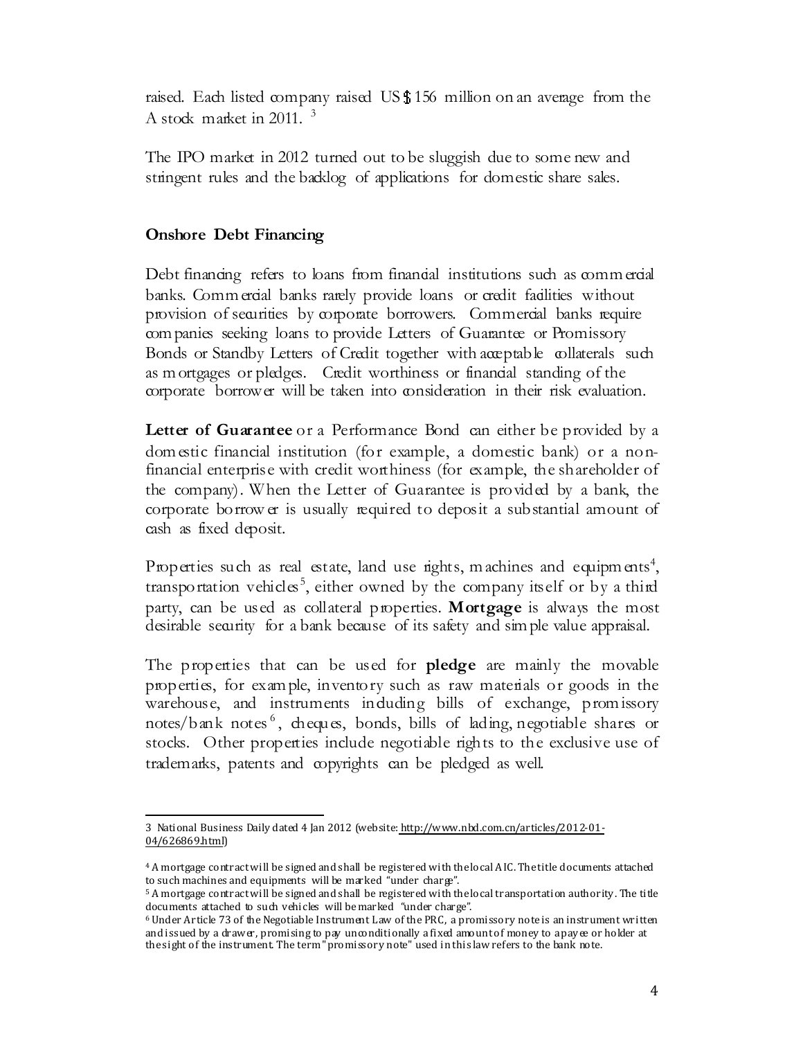raised. Each listed company raised US$156 million on an average from the A stock market in 2011. [3]

The IPO market in 2012 turned out to be sluggish due to some new and stringent rules and the backlog of applications for domestic share sales.

**Onshore Debt Financing**

Debt financing refers to loans from financial institutions such as commercial banks. Commercial banks rarely provide loans or credit facilities without provision of securities by corporate borrowers. Commercial banks require companies seeking loans to provide Letters of Guarantee or Promissory Bonds or Standby Letters of Credit together with acceptable collaterals such as mortgages or pledges. Credit worthiness or financial standing of the corporate borrower will be taken into consideration in their risk evaluation.

**Letter of Guarantee** or a Performance Bond can either be provided by a domestic financial institution (for example, a domestic bank) or a non-financial enterprise with credit worthiness (for example, the shareholder of the company). When the Letter of Guarantee is provided by a bank, the corporate borrower is usually required to deposit a substantial amount of cash as fixed deposit.

Properties such as real estate, land use rights, machines and equipments[4], transportation vehicles[5], either owned by the company itself or by a third party, can be used as collateral properties. **Mortgage** is always the most desirable security for a bank because of its safety and simple value appraisal.

The properties that can be used for **pledge** are mainly the movable properties, for example, inventory such as raw materials or goods in the warehouse, and instruments including bills of exchange, promissory notes/bank notes[6], cheques, bonds, bills of lading, negotiable shares or stocks. Other properties include negotiable rights to the exclusive use of trademarks, patents and copyrights can be pledged as well.

---

3 National Business Daily dated 4 Jan 2012 (website: http://www.nbd.com.cn/articles/2012-01-04/626869.html)

4 A mortgage contract will be signed and shall be registered with the local AIC. The title documents attached to such machines and equipments will be marked "under charge".

5 A mortgage contract will be signed and shall be registered with the local transportation authority. The title documents attached to such vehicles will be marked "under charge".

6 Under Article 73 of the Negotiable Instrument Law of the PRC, a promissory note is an instrument written and issued by a drawer, promising to pay unconditionally a fixed amount of money to a payee or holder at the sight of the instrument. The term "promissory note" used in this law refers to the bank note.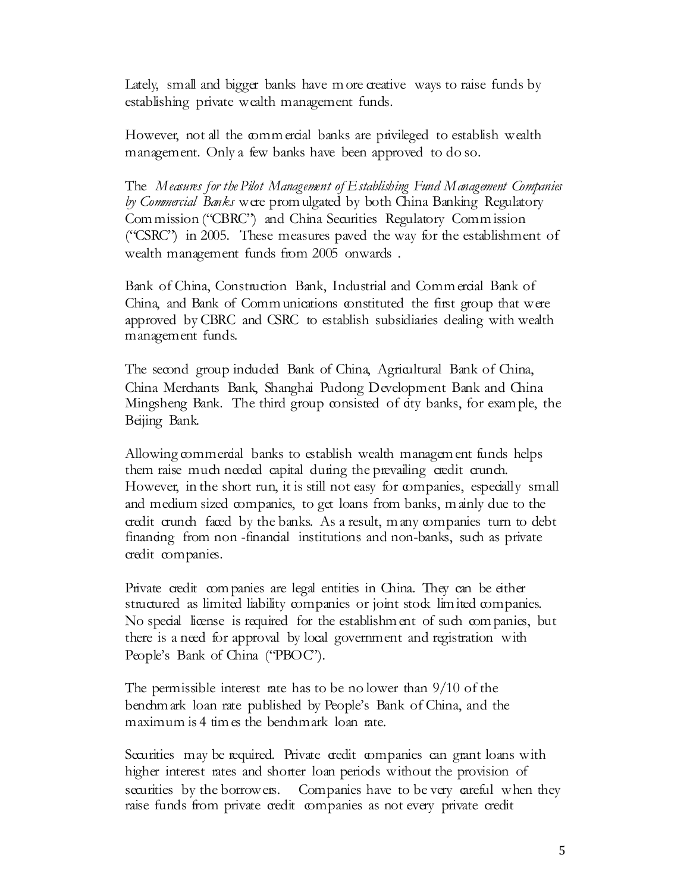Lately, small and bigger banks have more creative ways to raise funds by establishing private wealth management funds.

However, not all the commercial banks are privileged to establish wealth management. Only a few banks have been approved to do so.

The *Measures for the Pilot Management of Establishing Fund Management Companies by Commercial Banks* were promulgated by both China Banking Regulatory Commission ("CBRC") and China Securities Regulatory Commission ("CSRC") in 2005. These measures paved the way for the establishment of wealth management funds from 2005 onwards .

Bank of China, Construction Bank, Industrial and Commercial Bank of China, and Bank of Communications constituted the first group that were approved by CBRC and CSRC to establish subsidiaries dealing with wealth management funds.

The second group included Bank of China, Agricultural Bank of China, China Merchants Bank, Shanghai Pudong Development Bank and China Mingsheng Bank. The third group consisted of city banks, for example, the Beijing Bank.

Allowing commercial banks to establish wealth management funds helps them raise much needed capital during the prevailing credit crunch. However, in the short run, it is still not easy for companies, especially small and medium sized companies, to get loans from banks, mainly due to the credit crunch faced by the banks. As a result, many companies turn to debt financing from non -financial institutions and non-banks, such as private credit companies.

Private credit companies are legal entities in China. They can be either structured as limited liability companies or joint stock limited companies. No special license is required for the establishment of such companies, but there is a need for approval by local government and registration with People's Bank of China ("PBOC").

The permissible interest rate has to be no lower than 9/10 of the benchmark loan rate published by People's Bank of China, and the maximum is 4 times the benchmark loan rate.

Securities may be required. Private credit companies can grant loans with higher interest rates and shorter loan periods without the provision of securities by the borrowers. Companies have to be very careful when they raise funds from private credit companies as not every private credit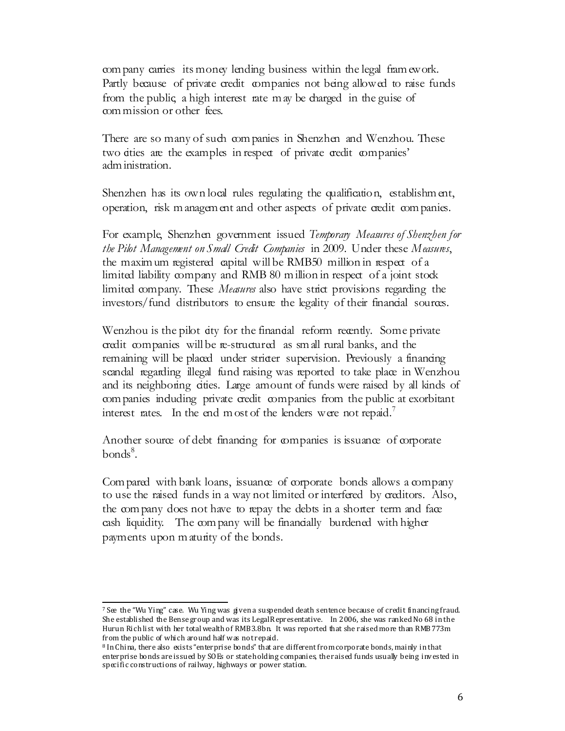company carries its money lending business within the legal framework. Partly because of private credit companies not being allowed to raise funds from the public, a high interest rate may be charged in the guise of commission or other fees.

There are so many of such companies in Shenzhen and Wenzhou. These two cities are the examples in respect of private credit companies' administration.

Shenzhen has its own local rules regulating the qualification, establishment, operation, risk management and other aspects of private credit companies.

For example, Shenzhen government issued *Temporary Measures of Shenzhen for the Pilot Management on Small Credit Companies* in 2009. Under these *Measures*, the maximum registered capital will be RMB50 million in respect of a limited liability company and RMB 80 million in respect of a joint stock limited company. These *Measures* also have strict provisions regarding the investors/fund distributors to ensure the legality of their financial sources.

Wenzhou is the pilot city for the financial reform recently. Some private credit companies will be re-structured as small rural banks, and the remaining will be placed under stricter supervision. Previously a financing scandal regarding illegal fund raising was reported to take place in Wenzhou and its neighboring cities. Large amount of funds were raised by all kinds of companies including private credit companies from the public at exorbitant interest rates. In the end most of the lenders were not repaid.[7]

Another source of debt financing for companies is issuance of corporate bonds[8].

Compared with bank loans, issuance of corporate bonds allows a company to use the raised funds in a way not limited or interfered by creditors. Also, the company does not have to repay the debts in a shorter term and face cash liquidity. The company will be financially burdened with higher payments upon maturity of the bonds.

---

[7] See the "Wu Ying" case. Wu Ying was given a suspended death sentence because of credit financing fraud. She established the Bense group and was its Legal Representative. In 2006, she was ranked No 68 in the Hurun Rich list with her total wealth of RMB3.8bn. It was reported that she raised more than RMB773m from the public of which around half was not repaid.

[8] In China, there also exists "enterprise bonds" that are different from corporate bonds, mainly in that enterprise bonds are issued by SOEs or state holding companies, the raised funds usually being invested in specific constructions of railway, highways or power station.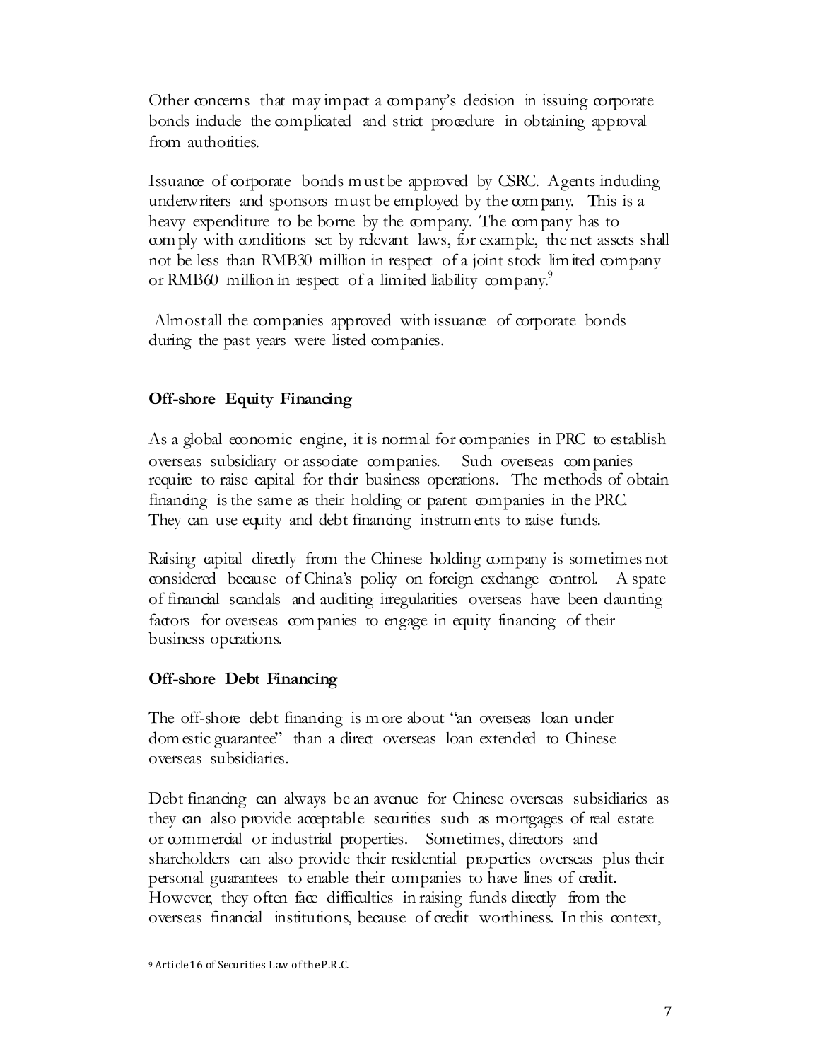Other concerns that may impact a company's decision in issuing corporate bonds include the complicated and strict procedure in obtaining approval from authorities.

Issuance of corporate bonds must be approved by CSRC. Agents including underwriters and sponsors must be employed by the company. This is a heavy expenditure to be borne by the company. The company has to comply with conditions set by relevant laws, for example, the net assets shall not be less than RMB30 million in respect of a joint stock limited company or RMB60 million in respect of a limited liability company.[9]

Almost all the companies approved with issuance of corporate bonds during the past years were listed companies.

**Off-shore Equity Financing**

As a global economic engine, it is normal for companies in PRC to establish overseas subsidiary or associate companies. Such overseas companies require to raise capital for their business operations. The methods of obtain financing is the same as their holding or parent companies in the PRC. They can use equity and debt financing instruments to raise funds.

Raising capital directly from the Chinese holding company is sometimes not considered because of China's policy on foreign exchange control. A spate of financial scandals and auditing irregularities overseas have been daunting factors for overseas companies to engage in equity financing of their business operations.

**Off-shore Debt Financing**

The off-shore debt financing is more about "an overseas loan under domestic guarantee" than a direct overseas loan extended to Chinese overseas subsidiaries.

Debt financing can always be an avenue for Chinese overseas subsidiaries as they can also provide acceptable securities such as mortgages of real estate or commercial or industrial properties. Sometimes, directors and shareholders can also provide their residential properties overseas plus their personal guarantees to enable their companies to have lines of credit. However, they often face difficulties in raising funds directly from the overseas financial institutions, because of credit worthiness. In this context,

[9] Article 16 of Securities Law of the P.R.C.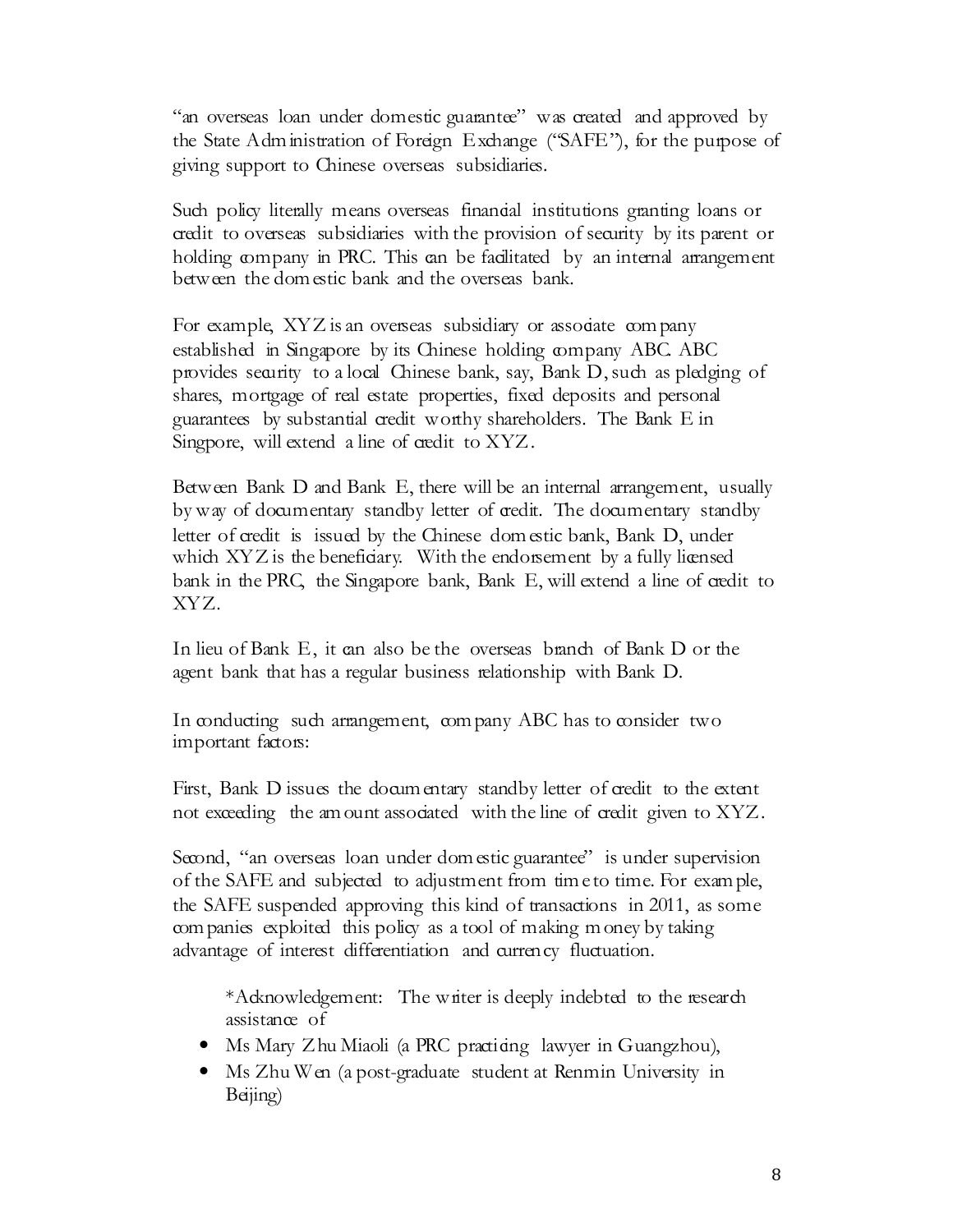"an overseas loan under domestic guarantee" was created and approved by the State Administration of Foreign Exchange ("SAFE"), for the purpose of giving support to Chinese overseas subsidiaries.

Such policy literally means overseas financial institutions granting loans or credit to overseas subsidiaries with the provision of security by its parent or holding company in PRC. This can be facilitated by an internal arrangement between the domestic bank and the overseas bank.

For example, XYZ is an overseas subsidiary or associate company established in Singapore by its Chinese holding company ABC. ABC provides security to a local Chinese bank, say, Bank D, such as pledging of shares, mortgage of real estate properties, fixed deposits and personal guarantees by substantial credit worthy shareholders. The Bank E in Singpore, will extend a line of credit to XYZ.

Between Bank D and Bank E, there will be an internal arrangement, usually by way of documentary standby letter of credit. The documentary standby letter of credit is issued by the Chinese domestic bank, Bank D, under which XYZ is the beneficiary. With the endorsement by a fully licensed bank in the PRC, the Singapore bank, Bank E, will extend a line of credit to XYZ.

In lieu of Bank E, it can also be the overseas branch of Bank D or the agent bank that has a regular business relationship with Bank D.

In conducting such arrangement, company ABC has to consider two important factors:

First, Bank D issues the documentary standby letter of credit to the extent not exceeding the amount associated with the line of credit given to XYZ.

Second, "an overseas loan under domestic guarantee" is under supervision of the SAFE and subjected to adjustment from time to time. For example, the SAFE suspended approving this kind of transactions in 2011, as some companies exploited this policy as a tool of making money by taking advantage of interest differentiation and currency fluctuation.

*Acknowledgement: The writer is deeply indebted to the research assistance of

- Ms Mary Zhu Miaoli (a PRC practicing lawyer in Guangzhou),
- Ms Zhu Wen (a post-graduate student at Renmin University in Beijing)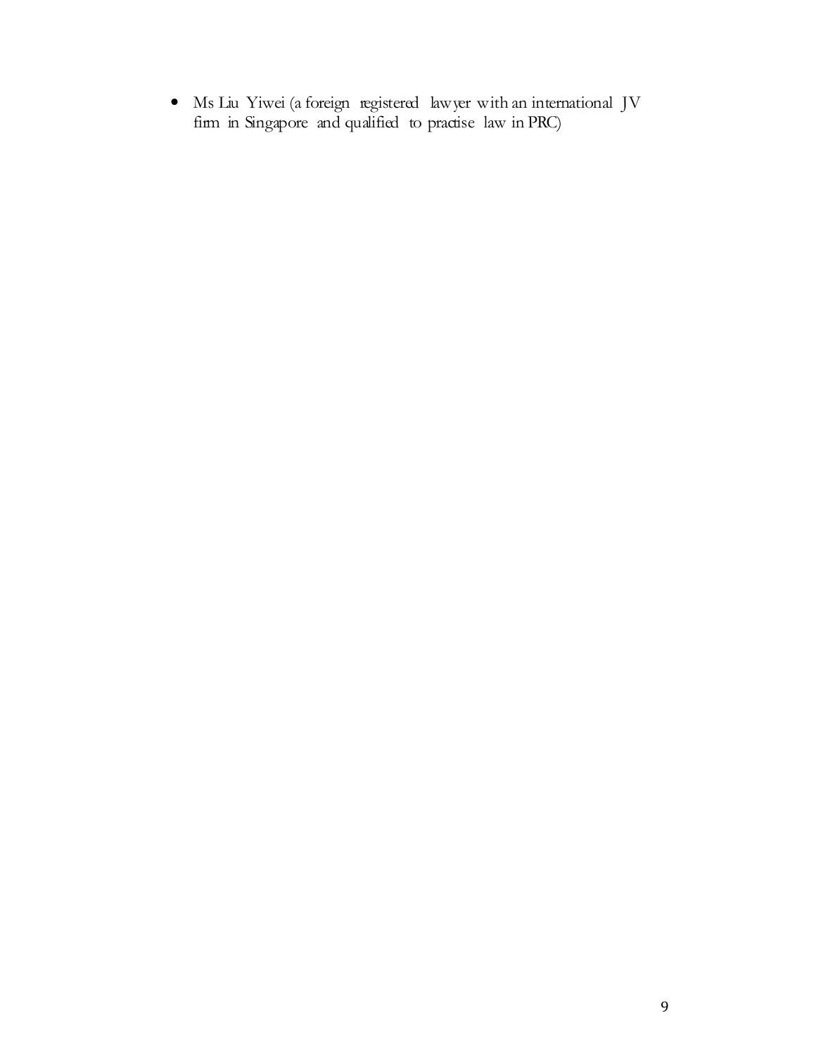- Ms Liu Yiwei (a foreign registered lawyer with an international JV firm in Singapore and qualified to practise law in PRC)